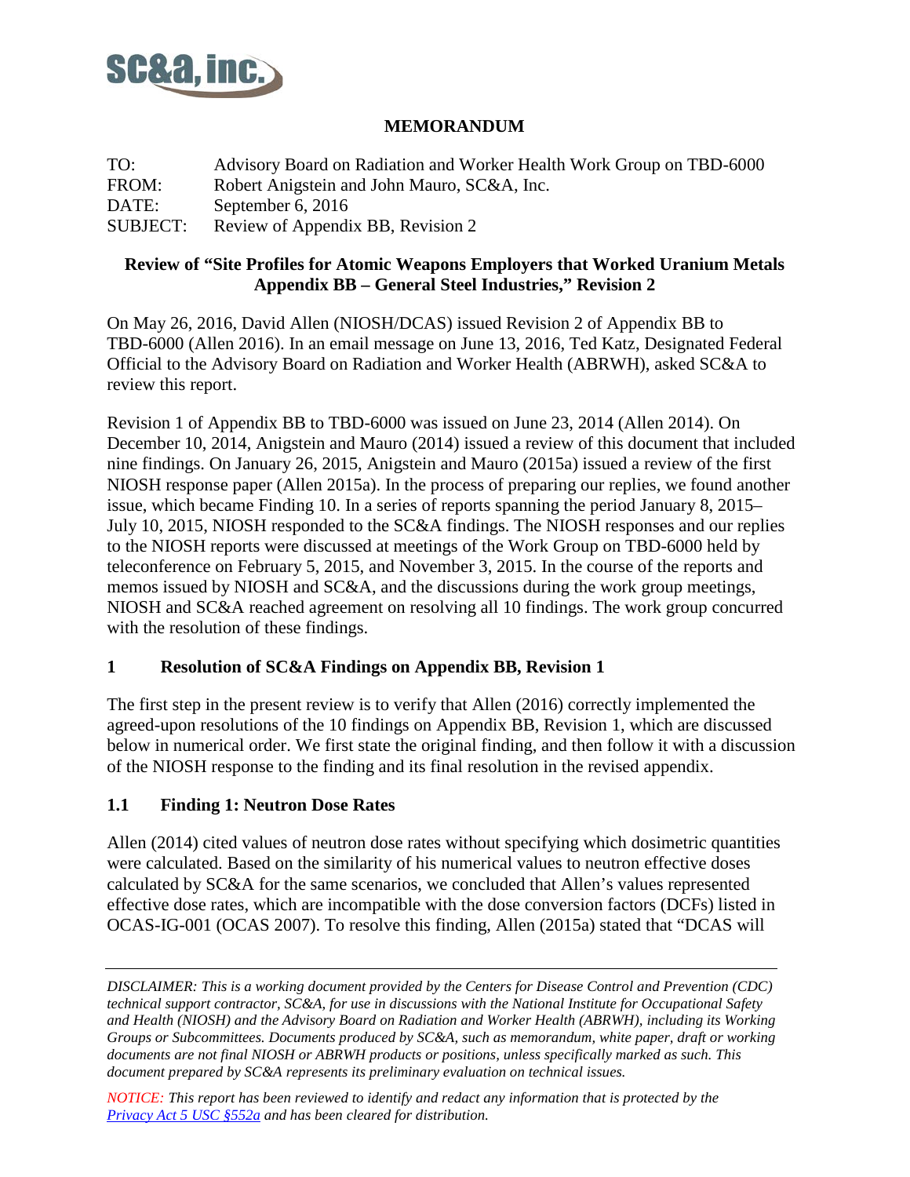SC&A, inc.

**MEMORANDUM**

TO: Advisory Board on Radiation and Worker Health Work Group on TBD-6000
FROM: Robert Anigstein and John Mauro, SC&A, Inc.
DATE: September 6, 2016
SUBJECT: Review of Appendix BB, Revision 2

**Review of "Site Profiles for Atomic Weapons Employers that Worked Uranium Metals Appendix BB – General Steel Industries," Revision 2**

On May 26, 2016, David Allen (NIOSH/DCAS) issued Revision 2 of Appendix BB to TBD-6000 (Allen 2016). In an email message on June 13, 2016, Ted Katz, Designated Federal Official to the Advisory Board on Radiation and Worker Health (ABRWH), asked SC&A to review this report.

Revision 1 of Appendix BB to TBD-6000 was issued on June 23, 2014 (Allen 2014). On December 10, 2014, Anigstein and Mauro (2014) issued a review of this document that included nine findings. On January 26, 2015, Anigstein and Mauro (2015a) issued a review of the first NIOSH response paper (Allen 2015a). In the process of preparing our replies, we found another issue, which became Finding 10. In a series of reports spanning the period January 8, 2015–July 10, 2015, NIOSH responded to the SC&A findings. The NIOSH responses and our replies to the NIOSH reports were discussed at meetings of the Work Group on TBD-6000 held by teleconference on February 5, 2015, and November 3, 2015. In the course of the reports and memos issued by NIOSH and SC&A, and the discussions during the work group meetings, NIOSH and SC&A reached agreement on resolving all 10 findings. The work group concurred with the resolution of these findings.

## 1 Resolution of SC&A Findings on Appendix BB, Revision 1

The first step in the present review is to verify that Allen (2016) correctly implemented the agreed-upon resolutions of the 10 findings on Appendix BB, Revision 1, which are discussed below in numerical order. We first state the original finding, and then follow it with a discussion of the NIOSH response to the finding and its final resolution in the revised appendix.

### 1.1 Finding 1: Neutron Dose Rates

Allen (2014) cited values of neutron dose rates without specifying which dosimetric quantities were calculated. Based on the similarity of his numerical values to neutron effective doses calculated by SC&A for the same scenarios, we concluded that Allen's values represented effective dose rates, which are incompatible with the dose conversion factors (DCFs) listed in OCAS-IG-001 (OCAS 2007). To resolve this finding, Allen (2015a) stated that "DCAS will

---

*DISCLAIMER: This is a working document provided by the Centers for Disease Control and Prevention (CDC) technical support contractor, SC&A, for use in discussions with the National Institute for Occupational Safety and Health (NIOSH) and the Advisory Board on Radiation and Worker Health (ABRWH), including its Working Groups or Subcommittees. Documents produced by SC&A, such as memorandum, white paper, draft or working documents are not final NIOSH or ABRWH products or positions, unless specifically marked as such. This document prepared by SC&A represents its preliminary evaluation on technical issues.*

*NOTICE: This report has been reviewed to identify and redact any information that is protected by the [Privacy Act 5 USC §552a](#) and has been cleared for distribution.*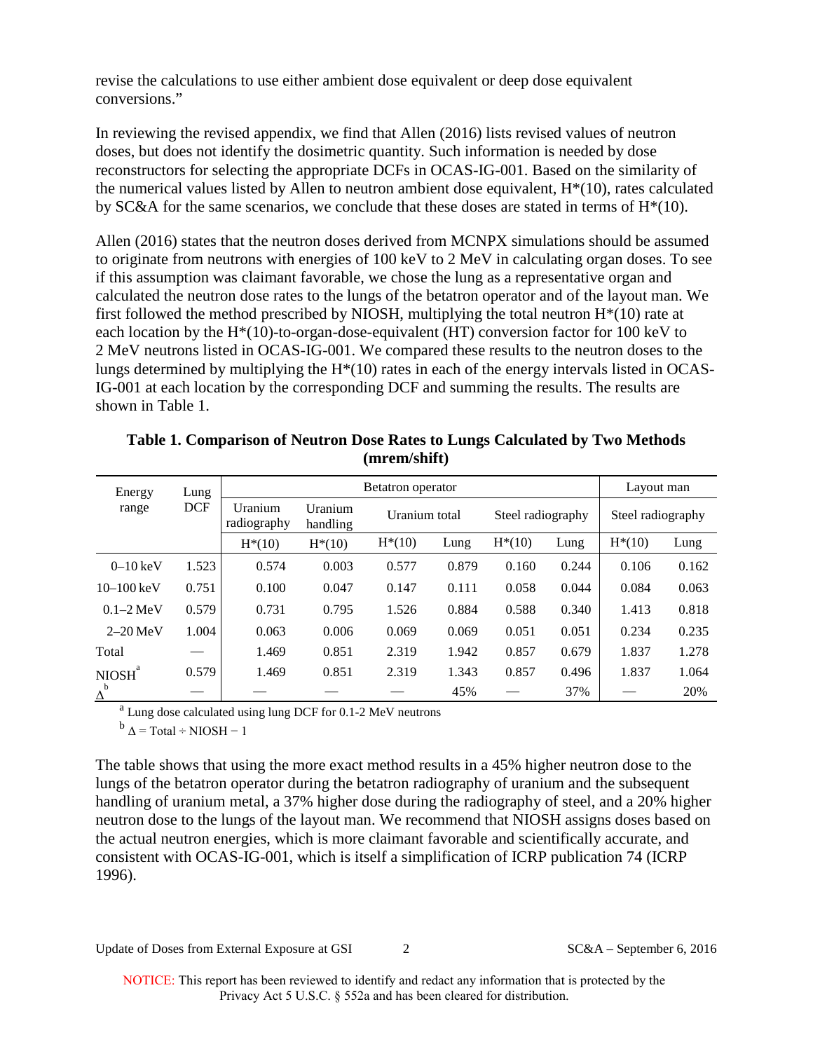revise the calculations to use either ambient dose equivalent or deep dose equivalent conversions."

In reviewing the revised appendix, we find that Allen (2016) lists revised values of neutron doses, but does not identify the dosimetric quantity. Such information is needed by dose reconstructors for selecting the appropriate DCFs in OCAS-IG-001. Based on the similarity of the numerical values listed by Allen to neutron ambient dose equivalent, H*(10), rates calculated by SC&A for the same scenarios, we conclude that these doses are stated in terms of H*(10).

Allen (2016) states that the neutron doses derived from MCNPX simulations should be assumed to originate from neutrons with energies of 100 keV to 2 MeV in calculating organ doses. To see if this assumption was claimant favorable, we chose the lung as a representative organ and calculated the neutron dose rates to the lungs of the betatron operator and of the layout man. We first followed the method prescribed by NIOSH, multiplying the total neutron H*(10) rate at each location by the H*(10)-to-organ-dose-equivalent (HT) conversion factor for 100 keV to 2 MeV neutrons listed in OCAS-IG-001. We compared these results to the neutron doses to the lungs determined by multiplying the H*(10) rates in each of the energy intervals listed in OCAS-IG-001 at each location by the corresponding DCF and summing the results. The results are shown in Table 1.

**Table 1. Comparison of Neutron Dose Rates to Lungs Calculated by Two Methods (mrem/shift)**

| Energy range | Lung DCF | Betatron operator | | | | | | Layout man | |
|---|---|---|---|---|---|---|---|---|---|
| | | Uranium radiography | Uranium handling | Uranium total | | Steel radiography | | Steel radiography | |
| | | H*(10) | H*(10) | H*(10) | Lung | H*(10) | Lung | H*(10) | Lung |
| 0–10 keV | 1.523 | 0.574 | 0.003 | 0.577 | 0.879 | 0.160 | 0.244 | 0.106 | 0.162 |
| 10–100 keV | 0.751 | 0.100 | 0.047 | 0.147 | 0.111 | 0.058 | 0.044 | 0.084 | 0.063 |
| 0.1–2 MeV | 0.579 | 0.731 | 0.795 | 1.526 | 0.884 | 0.588 | 0.340 | 1.413 | 0.818 |
| 2–20 MeV | 1.004 | 0.063 | 0.006 | 0.069 | 0.069 | 0.051 | 0.051 | 0.234 | 0.235 |
| Total | — | 1.469 | 0.851 | 2.319 | 1.942 | 0.857 | 0.679 | 1.837 | 1.278 |
| NIOSH[a] | 0.579 | 1.469 | 0.851 | 2.319 | 1.343 | 0.857 | 0.496 | 1.837 | 1.064 |
| $\Delta$[b] | — | — | — | — | 45% | — | 37% | — | 20% |

[a] Lung dose calculated using lung DCF for 0.1-2 MeV neutrons

[b] $\Delta$ = Total ÷ NIOSH − 1

The table shows that using the more exact method results in a 45% higher neutron dose to the lungs of the betatron operator during the betatron radiography of uranium and the subsequent handling of uranium metal, a 37% higher dose during the radiography of steel, and a 20% higher neutron dose to the lungs of the layout man. We recommend that NIOSH assigns doses based on the actual neutron energies, which is more claimant favorable and scientifically accurate, and consistent with OCAS-IG-001, which is itself a simplification of ICRP publication 74 (ICRP 1996).

NOTICE: This report has been reviewed to identify and redact any information that is protected by the Privacy Act 5 U.S.C. § 552a and has been cleared for distribution.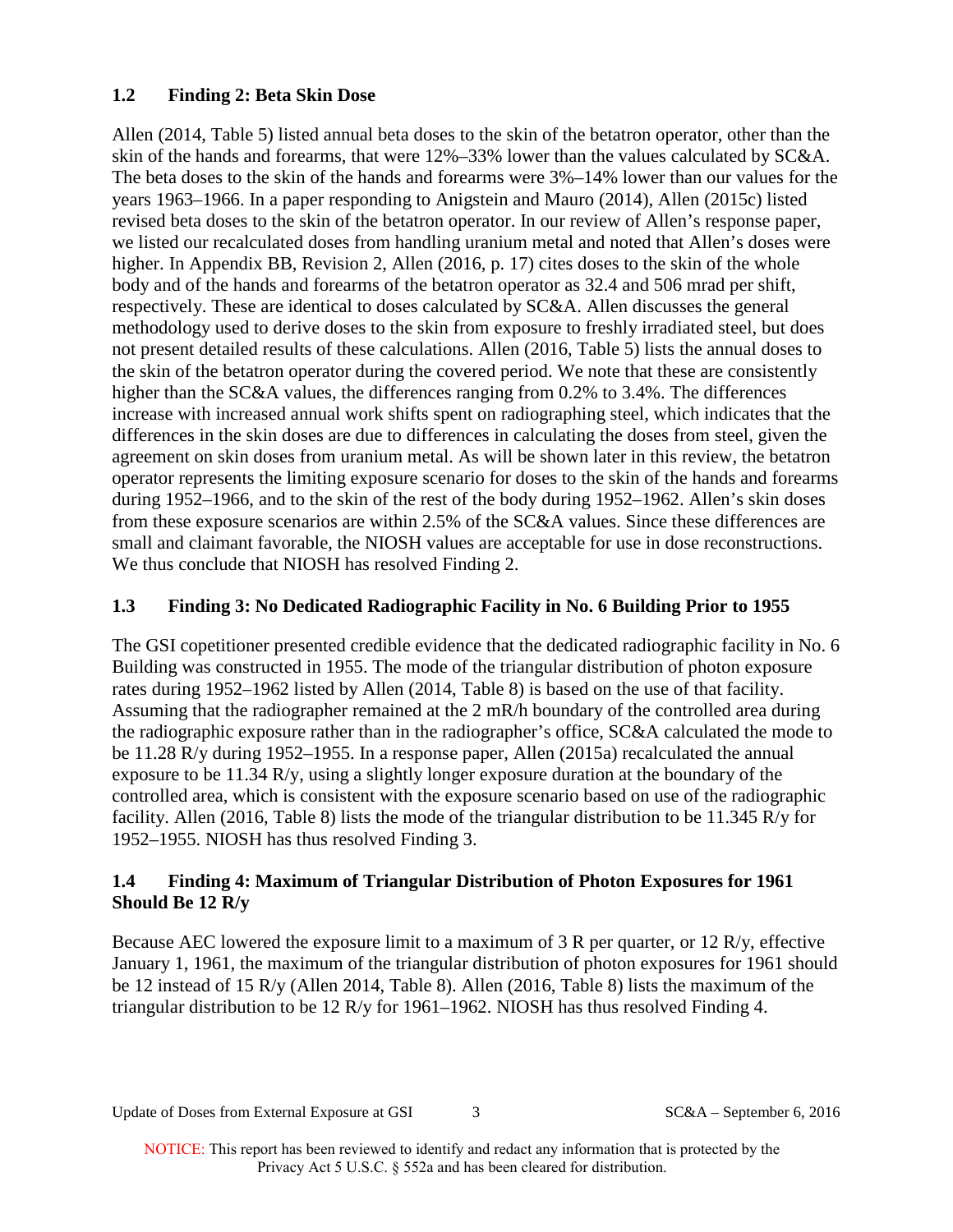## 1.2 Finding 2: Beta Skin Dose

Allen (2014, Table 5) listed annual beta doses to the skin of the betatron operator, other than the skin of the hands and forearms, that were 12%–33% lower than the values calculated by SC&A. The beta doses to the skin of the hands and forearms were 3%–14% lower than our values for the years 1963–1966. In a paper responding to Anigstein and Mauro (2014), Allen (2015c) listed revised beta doses to the skin of the betatron operator. In our review of Allen's response paper, we listed our recalculated doses from handling uranium metal and noted that Allen's doses were higher. In Appendix BB, Revision 2, Allen (2016, p. 17) cites doses to the skin of the whole body and of the hands and forearms of the betatron operator as 32.4 and 506 mrad per shift, respectively. These are identical to doses calculated by SC&A. Allen discusses the general methodology used to derive doses to the skin from exposure to freshly irradiated steel, but does not present detailed results of these calculations. Allen (2016, Table 5) lists the annual doses to the skin of the betatron operator during the covered period. We note that these are consistently higher than the SC&A values, the differences ranging from 0.2% to 3.4%. The differences increase with increased annual work shifts spent on radiographing steel, which indicates that the differences in the skin doses are due to differences in calculating the doses from steel, given the agreement on skin doses from uranium metal. As will be shown later in this review, the betatron operator represents the limiting exposure scenario for doses to the skin of the hands and forearms during 1952–1966, and to the skin of the rest of the body during 1952–1962. Allen's skin doses from these exposure scenarios are within 2.5% of the SC&A values. Since these differences are small and claimant favorable, the NIOSH values are acceptable for use in dose reconstructions. We thus conclude that NIOSH has resolved Finding 2.

## 1.3 Finding 3: No Dedicated Radiographic Facility in No. 6 Building Prior to 1955

The GSI copetitioner presented credible evidence that the dedicated radiographic facility in No. 6 Building was constructed in 1955. The mode of the triangular distribution of photon exposure rates during 1952–1962 listed by Allen (2014, Table 8) is based on the use of that facility. Assuming that the radiographer remained at the 2 mR/h boundary of the controlled area during the radiographic exposure rather than in the radiographer's office, SC&A calculated the mode to be 11.28 R/y during 1952–1955. In a response paper, Allen (2015a) recalculated the annual exposure to be 11.34 R/y, using a slightly longer exposure duration at the boundary of the controlled area, which is consistent with the exposure scenario based on use of the radiographic facility. Allen (2016, Table 8) lists the mode of the triangular distribution to be 11.345 R/y for 1952–1955. NIOSH has thus resolved Finding 3.

## 1.4 Finding 4: Maximum of Triangular Distribution of Photon Exposures for 1961 Should Be 12 R/y

Because AEC lowered the exposure limit to a maximum of 3 R per quarter, or 12 R/y, effective January 1, 1961, the maximum of the triangular distribution of photon exposures for 1961 should be 12 instead of 15 R/y (Allen 2014, Table 8). Allen (2016, Table 8) lists the maximum of the triangular distribution to be 12 R/y for 1961–1962. NIOSH has thus resolved Finding 4.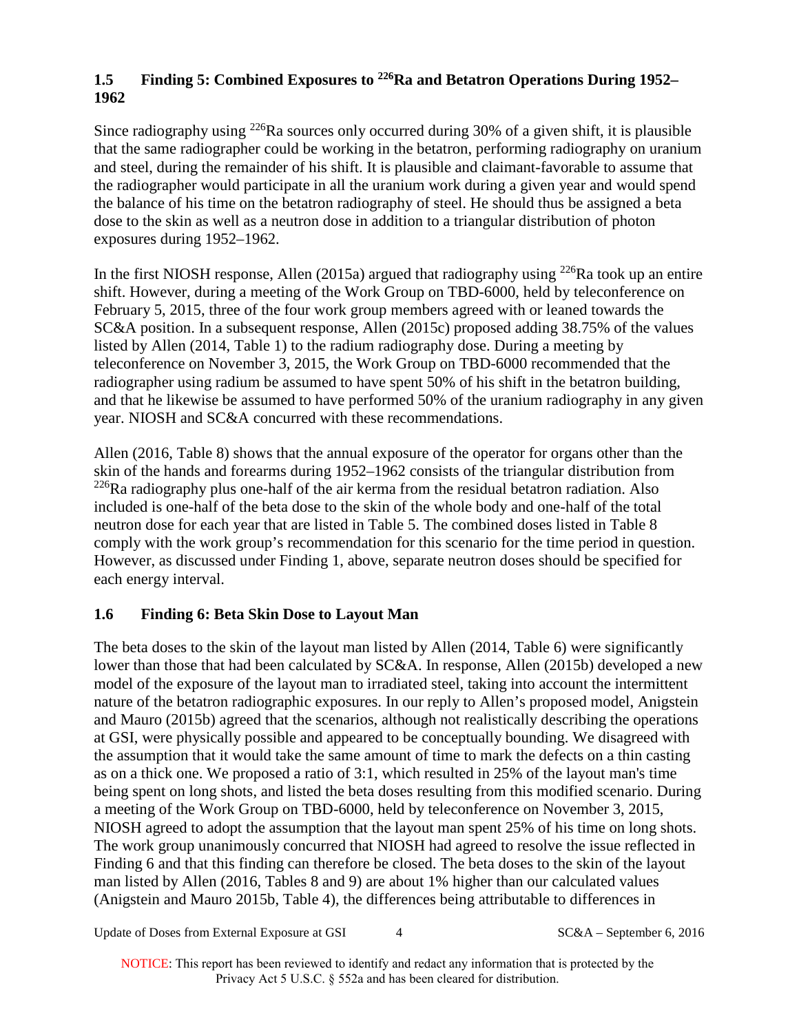### 1.5 Finding 5: Combined Exposures to $^{226}$Ra and Betatron Operations During 1952–1962

Since radiography using $^{226}$Ra sources only occurred during 30% of a given shift, it is plausible that the same radiographer could be working in the betatron, performing radiography on uranium and steel, during the remainder of his shift. It is plausible and claimant-favorable to assume that the radiographer would participate in all the uranium work during a given year and would spend the balance of his time on the betatron radiography of steel. He should thus be assigned a beta dose to the skin as well as a neutron dose in addition to a triangular distribution of photon exposures during 1952–1962.

In the first NIOSH response, Allen (2015a) argued that radiography using $^{226}$Ra took up an entire shift. However, during a meeting of the Work Group on TBD-6000, held by teleconference on February 5, 2015, three of the four work group members agreed with or leaned towards the SC&A position. In a subsequent response, Allen (2015c) proposed adding 38.75% of the values listed by Allen (2014, Table 1) to the radium radiography dose. During a meeting by teleconference on November 3, 2015, the Work Group on TBD-6000 recommended that the radiographer using radium be assumed to have spent 50% of his shift in the betatron building, and that he likewise be assumed to have performed 50% of the uranium radiography in any given year. NIOSH and SC&A concurred with these recommendations.

Allen (2016, Table 8) shows that the annual exposure of the operator for organs other than the skin of the hands and forearms during 1952–1962 consists of the triangular distribution from $^{226}$Ra radiography plus one-half of the air kerma from the residual betatron radiation. Also included is one-half of the beta dose to the skin of the whole body and one-half of the total neutron dose for each year that are listed in Table 5. The combined doses listed in Table 8 comply with the work group's recommendation for this scenario for the time period in question. However, as discussed under Finding 1, above, separate neutron doses should be specified for each energy interval.

### 1.6 Finding 6: Beta Skin Dose to Layout Man

The beta doses to the skin of the layout man listed by Allen (2014, Table 6) were significantly lower than those that had been calculated by SC&A. In response, Allen (2015b) developed a new model of the exposure of the layout man to irradiated steel, taking into account the intermittent nature of the betatron radiographic exposures. In our reply to Allen's proposed model, Anigstein and Mauro (2015b) agreed that the scenarios, although not realistically describing the operations at GSI, were physically possible and appeared to be conceptually bounding. We disagreed with the assumption that it would take the same amount of time to mark the defects on a thin casting as on a thick one. We proposed a ratio of 3:1, which resulted in 25% of the layout man's time being spent on long shots, and listed the beta doses resulting from this modified scenario. During a meeting of the Work Group on TBD-6000, held by teleconference on November 3, 2015, NIOSH agreed to adopt the assumption that the layout man spent 25% of his time on long shots. The work group unanimously concurred that NIOSH had agreed to resolve the issue reflected in Finding 6 and that this finding can therefore be closed. The beta doses to the skin of the layout man listed by Allen (2016, Tables 8 and 9) are about 1% higher than our calculated values (Anigstein and Mauro 2015b, Table 4), the differences being attributable to differences in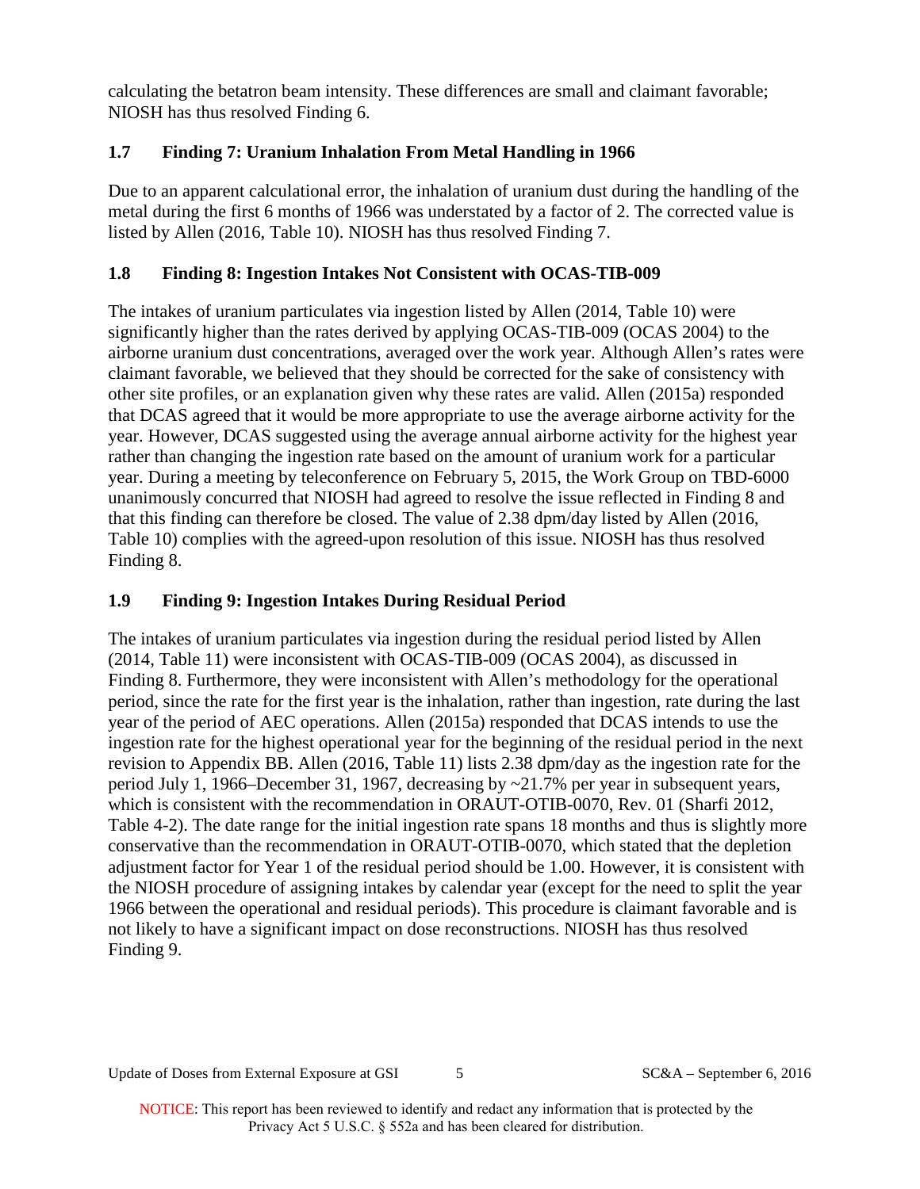calculating the betatron beam intensity. These differences are small and claimant favorable; NIOSH has thus resolved Finding 6.

### 1.7 Finding 7: Uranium Inhalation From Metal Handling in 1966

Due to an apparent calculational error, the inhalation of uranium dust during the handling of the metal during the first 6 months of 1966 was understated by a factor of 2. The corrected value is listed by Allen (2016, Table 10). NIOSH has thus resolved Finding 7.

### 1.8 Finding 8: Ingestion Intakes Not Consistent with OCAS-TIB-009

The intakes of uranium particulates via ingestion listed by Allen (2014, Table 10) were significantly higher than the rates derived by applying OCAS-TIB-009 (OCAS 2004) to the airborne uranium dust concentrations, averaged over the work year. Although Allen's rates were claimant favorable, we believed that they should be corrected for the sake of consistency with other site profiles, or an explanation given why these rates are valid. Allen (2015a) responded that DCAS agreed that it would be more appropriate to use the average airborne activity for the year. However, DCAS suggested using the average annual airborne activity for the highest year rather than changing the ingestion rate based on the amount of uranium work for a particular year. During a meeting by teleconference on February 5, 2015, the Work Group on TBD-6000 unanimously concurred that NIOSH had agreed to resolve the issue reflected in Finding 8 and that this finding can therefore be closed. The value of 2.38 dpm/day listed by Allen (2016, Table 10) complies with the agreed-upon resolution of this issue. NIOSH has thus resolved Finding 8.

### 1.9 Finding 9: Ingestion Intakes During Residual Period

The intakes of uranium particulates via ingestion during the residual period listed by Allen (2014, Table 11) were inconsistent with OCAS-TIB-009 (OCAS 2004), as discussed in Finding 8. Furthermore, they were inconsistent with Allen's methodology for the operational period, since the rate for the first year is the inhalation, rather than ingestion, rate during the last year of the period of AEC operations. Allen (2015a) responded that DCAS intends to use the ingestion rate for the highest operational year for the beginning of the residual period in the next revision to Appendix BB. Allen (2016, Table 11) lists 2.38 dpm/day as the ingestion rate for the period July 1, 1966–December 31, 1967, decreasing by ~21.7% per year in subsequent years, which is consistent with the recommendation in ORAUT-OTIB-0070, Rev. 01 (Sharfi 2012, Table 4-2). The date range for the initial ingestion rate spans 18 months and thus is slightly more conservative than the recommendation in ORAUT-OTIB-0070, which stated that the depletion adjustment factor for Year 1 of the residual period should be 1.00. However, it is consistent with the NIOSH procedure of assigning intakes by calendar year (except for the need to split the year 1966 between the operational and residual periods). This procedure is claimant favorable and is not likely to have a significant impact on dose reconstructions. NIOSH has thus resolved Finding 9.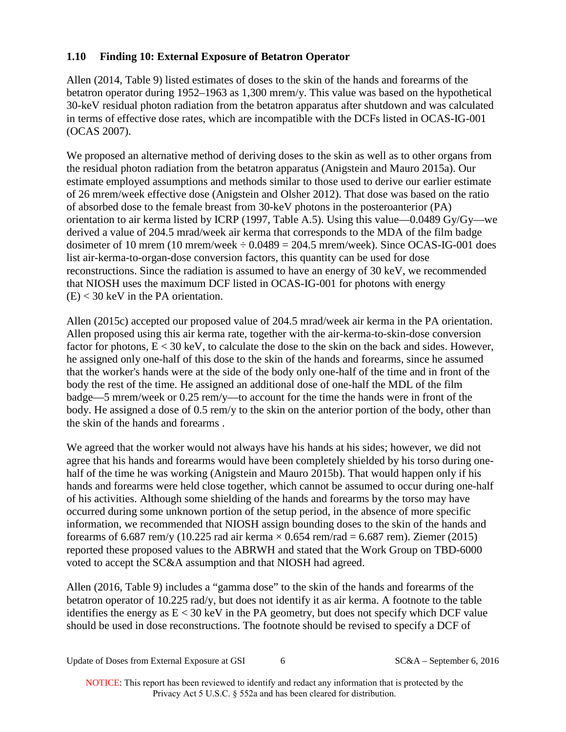## 1.10 Finding 10: External Exposure of Betatron Operator

Allen (2014, Table 9) listed estimates of doses to the skin of the hands and forearms of the betatron operator during 1952–1963 as 1,300 mrem/y. This value was based on the hypothetical 30-keV residual photon radiation from the betatron apparatus after shutdown and was calculated in terms of effective dose rates, which are incompatible with the DCFs listed in OCAS-IG-001 (OCAS 2007).

We proposed an alternative method of deriving doses to the skin as well as to other organs from the residual photon radiation from the betatron apparatus (Anigstein and Mauro 2015a). Our estimate employed assumptions and methods similar to those used to derive our earlier estimate of 26 mrem/week effective dose (Anigstein and Olsher 2012). That dose was based on the ratio of absorbed dose to the female breast from 30-keV photons in the posteroanterior (PA) orientation to air kerma listed by ICRP (1997, Table A.5). Using this value—0.0489 Gy/Gy—we derived a value of 204.5 mrad/week air kerma that corresponds to the MDA of the film badge dosimeter of 10 mrem (10 mrem/week ÷ 0.0489 = 204.5 mrem/week). Since OCAS-IG-001 does list air-kerma-to-organ-dose conversion factors, this quantity can be used for dose reconstructions. Since the radiation is assumed to have an energy of 30 keV, we recommended that NIOSH uses the maximum DCF listed in OCAS-IG-001 for photons with energy (E) < 30 keV in the PA orientation.

Allen (2015c) accepted our proposed value of 204.5 mrad/week air kerma in the PA orientation. Allen proposed using this air kerma rate, together with the air-kerma-to-skin-dose conversion factor for photons, E < 30 keV, to calculate the dose to the skin on the back and sides. However, he assigned only one-half of this dose to the skin of the hands and forearms, since he assumed that the worker's hands were at the side of the body only one-half of the time and in front of the body the rest of the time. He assigned an additional dose of one-half the MDL of the film badge—5 mrem/week or 0.25 rem/y—to account for the time the hands were in front of the body. He assigned a dose of 0.5 rem/y to the skin on the anterior portion of the body, other than the skin of the hands and forearms .

We agreed that the worker would not always have his hands at his sides; however, we did not agree that his hands and forearms would have been completely shielded by his torso during one-half of the time he was working (Anigstein and Mauro 2015b). That would happen only if his hands and forearms were held close together, which cannot be assumed to occur during one-half of his activities. Although some shielding of the hands and forearms by the torso may have occurred during some unknown portion of the setup period, in the absence of more specific information, we recommended that NIOSH assign bounding doses to the skin of the hands and forearms of 6.687 rem/y (10.225 rad air kerma × 0.654 rem/rad = 6.687 rem). Ziemer (2015) reported these proposed values to the ABRWH and stated that the Work Group on TBD-6000 voted to accept the SC&A assumption and that NIOSH had agreed.

Allen (2016, Table 9) includes a "gamma dose" to the skin of the hands and forearms of the betatron operator of 10.225 rad/y, but does not identify it as air kerma. A footnote to the table identifies the energy as E < 30 keV in the PA geometry, but does not specify which DCF value should be used in dose reconstructions. The footnote should be revised to specify a DCF of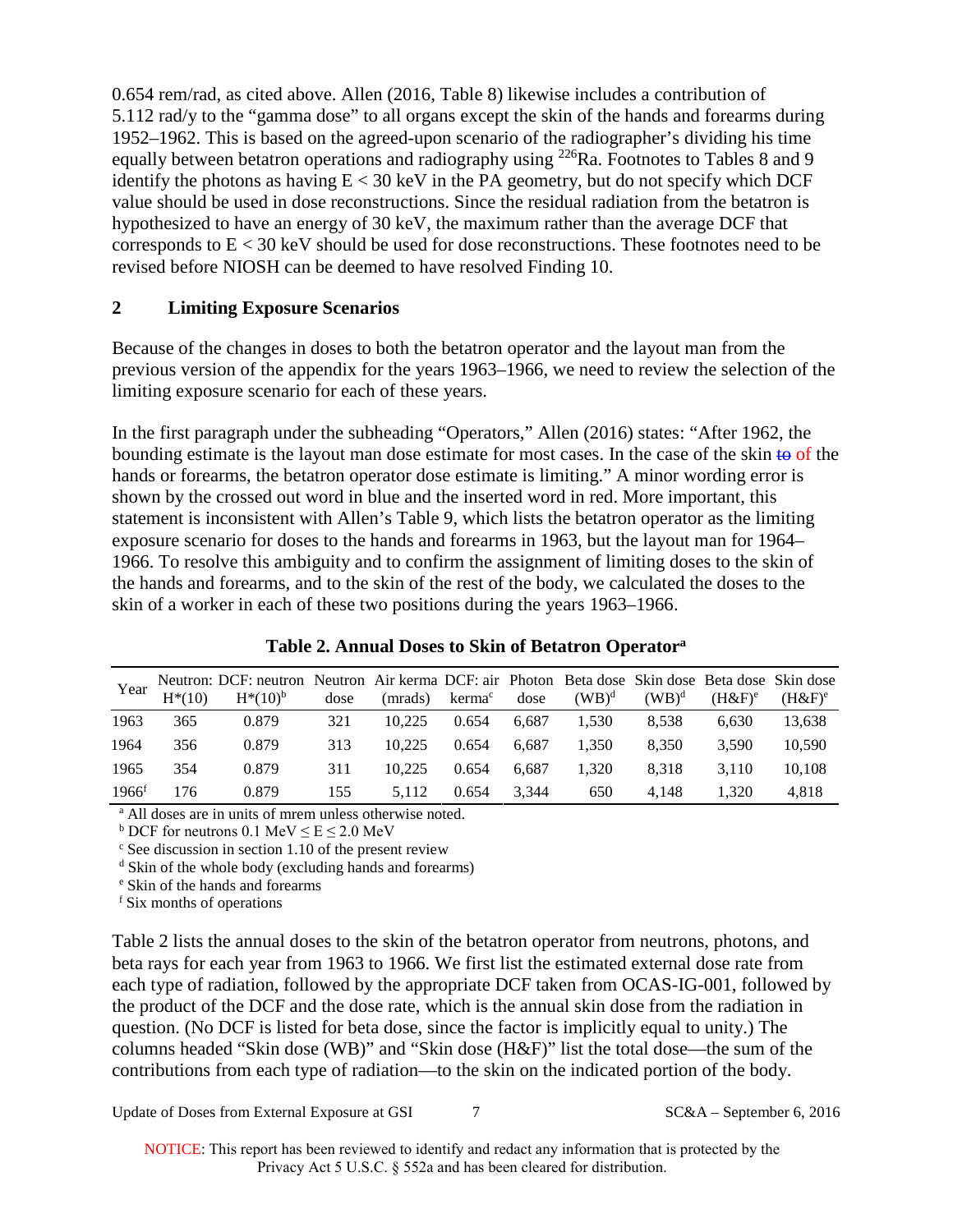0.654 rem/rad, as cited above. Allen (2016, Table 8) likewise includes a contribution of 5.112 rad/y to the "gamma dose" to all organs except the skin of the hands and forearms during 1952–1962. This is based on the agreed-upon scenario of the radiographer's dividing his time equally between betatron operations and radiography using $^{226}$Ra. Footnotes to Tables 8 and 9 identify the photons as having $E < 30$ keV in the PA geometry, but do not specify which DCF value should be used in dose reconstructions. Since the residual radiation from the betatron is hypothesized to have an energy of 30 keV, the maximum rather than the average DCF that corresponds to $E < 30$ keV should be used for dose reconstructions. These footnotes need to be revised before NIOSH can be deemed to have resolved Finding 10.

## 2 Limiting Exposure Scenarios

Because of the changes in doses to both the betatron operator and the layout man from the previous version of the appendix for the years 1963–1966, we need to review the selection of the limiting exposure scenario for each of these years.

In the first paragraph under the subheading "Operators," Allen (2016) states: "After 1962, the bounding estimate is the layout man dose estimate for most cases. In the case of the skin ~~to~~ of the hands or forearms, the betatron operator dose estimate is limiting." A minor wording error is shown by the crossed out word in blue and the inserted word in red. More important, this statement is inconsistent with Allen's Table 9, which lists the betatron operator as the limiting exposure scenario for doses to the hands and forearms in 1963, but the layout man for 1964–1966. To resolve this ambiguity and to confirm the assignment of limiting doses to the skin of the hands and forearms, and to the skin of the rest of the body, we calculated the doses to the skin of a worker in each of these two positions during the years 1963–1966.

**Table 2. Annual Doses to Skin of Betatron Operator[a]**

| Year | Neutron: H*(10) | DCF: neutron H*(10)[b] | Neutron dose | Air kerma (mrads) | DCF: air kerma[c] | Photon dose | Beta dose (WB)[d] | Skin dose (WB)[d] | Beta dose (H&F)[e] | Skin dose (H&F)[e] |
|---|---|---|---|---|---|---|---|---|---|---|
| 1963 | 365 | 0.879 | 321 | 10,225 | 0.654 | 6,687 | 1,530 | 8,538 | 6,630 | 13,638 |
| 1964 | 356 | 0.879 | 313 | 10,225 | 0.654 | 6,687 | 1,350 | 8,350 | 3,590 | 10,590 |
| 1965 | 354 | 0.879 | 311 | 10,225 | 0.654 | 6,687 | 1,320 | 8,318 | 3,110 | 10,108 |
| 1966[f] | 176 | 0.879 | 155 | 5,112 | 0.654 | 3,344 | 650 | 4,148 | 1,320 | 4,818 |

[a] All doses are in units of mrem unless otherwise noted.
[b] DCF for neutrons 0.1 MeV ≤ E ≤ 2.0 MeV
[c] See discussion in section 1.10 of the present review
[d] Skin of the whole body (excluding hands and forearms)
[e] Skin of the hands and forearms
[f] Six months of operations

Table 2 lists the annual doses to the skin of the betatron operator from neutrons, photons, and beta rays for each year from 1963 to 1966. We first list the estimated external dose rate from each type of radiation, followed by the appropriate DCF taken from OCAS-IG-001, followed by the product of the DCF and the dose rate, which is the annual skin dose from the radiation in question. (No DCF is listed for beta dose, since the factor is implicitly equal to unity.) The columns headed "Skin dose (WB)" and "Skin dose (H&F)" list the total dose—the sum of the contributions from each type of radiation—to the skin on the indicated portion of the body.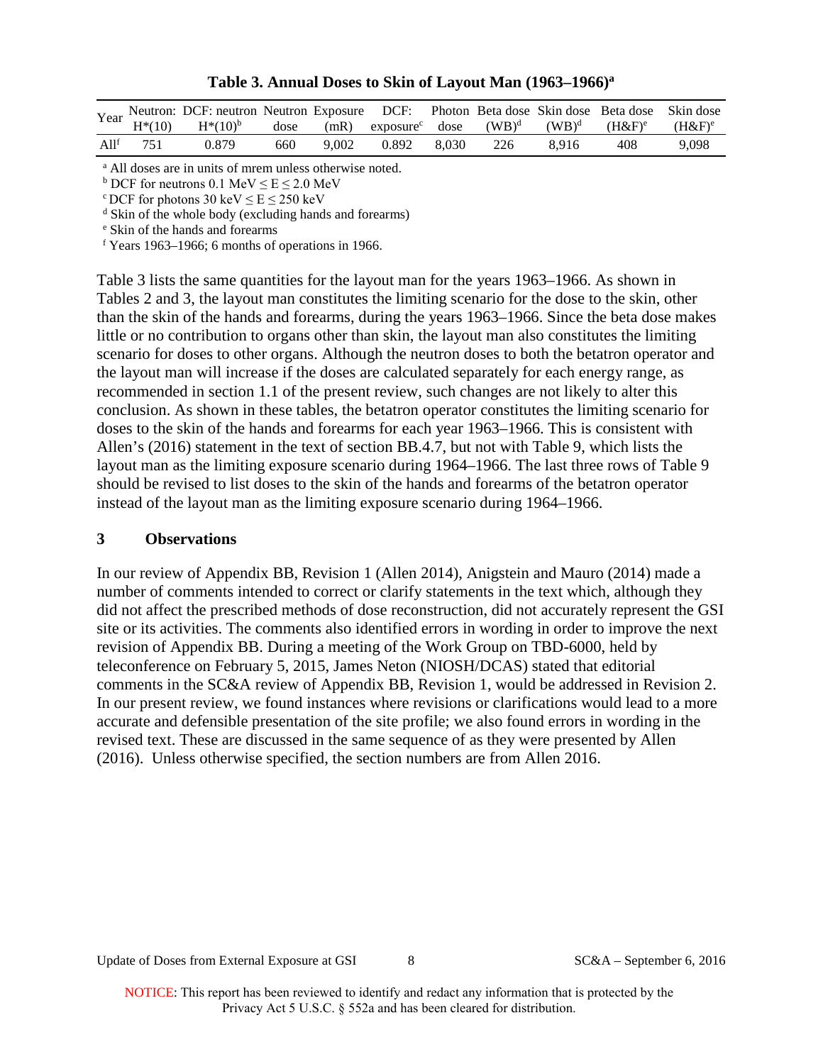**Table 3. Annual Doses to Skin of Layout Man (1963–1966)[a]**

| Year | Neutron: H*(10) | DCF: neutron H*(10)[b] | Neutron dose | Exposure (mR) | DCF: exposure[c] | Photon dose | Beta dose (WB)[d] | Skin dose (WB)[d] | Beta dose (H&F)[e] | Skin dose (H&F)[e] |
|---|---|---|---|---|---|---|---|---|---|---|
| All[f] | 751 | 0.879 | 660 | 9,002 | 0.892 | 8,030 | 226 | 8,916 | 408 | 9,098 |

[a] All doses are in units of mrem unless otherwise noted.
[b] DCF for neutrons 0.1 MeV ≤ E ≤ 2.0 MeV
[c] DCF for photons 30 keV ≤ E ≤ 250 keV
[d] Skin of the whole body (excluding hands and forearms)
[e] Skin of the hands and forearms
[f] Years 1963–1966; 6 months of operations in 1966.

Table 3 lists the same quantities for the layout man for the years 1963–1966. As shown in Tables 2 and 3, the layout man constitutes the limiting scenario for the dose to the skin, other than the skin of the hands and forearms, during the years 1963–1966. Since the beta dose makes little or no contribution to organs other than skin, the layout man also constitutes the limiting scenario for doses to other organs. Although the neutron doses to both the betatron operator and the layout man will increase if the doses are calculated separately for each energy range, as recommended in section 1.1 of the present review, such changes are not likely to alter this conclusion. As shown in these tables, the betatron operator constitutes the limiting scenario for doses to the skin of the hands and forearms for each year 1963–1966. This is consistent with Allen's (2016) statement in the text of section BB.4.7, but not with Table 9, which lists the layout man as the limiting exposure scenario during 1964–1966. The last three rows of Table 9 should be revised to list doses to the skin of the hands and forearms of the betatron operator instead of the layout man as the limiting exposure scenario during 1964–1966.

## 3 Observations

In our review of Appendix BB, Revision 1 (Allen 2014), Anigstein and Mauro (2014) made a number of comments intended to correct or clarify statements in the text which, although they did not affect the prescribed methods of dose reconstruction, did not accurately represent the GSI site or its activities. The comments also identified errors in wording in order to improve the next revision of Appendix BB. During a meeting of the Work Group on TBD-6000, held by teleconference on February 5, 2015, James Neton (NIOSH/DCAS) stated that editorial comments in the SC&A review of Appendix BB, Revision 1, would be addressed in Revision 2. In our present review, we found instances where revisions or clarifications would lead to a more accurate and defensible presentation of the site profile; we also found errors in wording in the revised text. These are discussed in the same sequence of as they were presented by Allen (2016). Unless otherwise specified, the section numbers are from Allen 2016.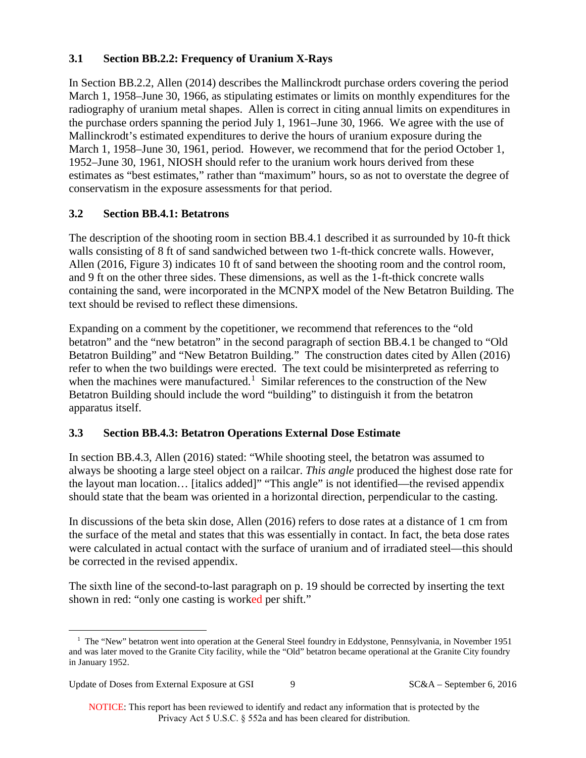### 3.1 Section BB.2.2: Frequency of Uranium X-Rays

In Section BB.2.2, Allen (2014) describes the Mallinckrodt purchase orders covering the period March 1, 1958–June 30, 1966, as stipulating estimates or limits on monthly expenditures for the radiography of uranium metal shapes. Allen is correct in citing annual limits on expenditures in the purchase orders spanning the period July 1, 1961–June 30, 1966. We agree with the use of Mallinckrodt's estimated expenditures to derive the hours of uranium exposure during the March 1, 1958–June 30, 1961, period. However, we recommend that for the period October 1, 1952–June 30, 1961, NIOSH should refer to the uranium work hours derived from these estimates as "best estimates," rather than "maximum" hours, so as not to overstate the degree of conservatism in the exposure assessments for that period.

### 3.2 Section BB.4.1: Betatrons

The description of the shooting room in section BB.4.1 described it as surrounded by 10-ft thick walls consisting of 8 ft of sand sandwiched between two 1-ft-thick concrete walls. However, Allen (2016, Figure 3) indicates 10 ft of sand between the shooting room and the control room, and 9 ft on the other three sides. These dimensions, as well as the 1-ft-thick concrete walls containing the sand, were incorporated in the MCNPX model of the New Betatron Building. The text should be revised to reflect these dimensions.

Expanding on a comment by the copetitioner, we recommend that references to the "old betatron" and the "new betatron" in the second paragraph of section BB.4.1 be changed to "Old Betatron Building" and "New Betatron Building." The construction dates cited by Allen (2016) refer to when the two buildings were erected. The text could be misinterpreted as referring to when the machines were manufactured.[1] Similar references to the construction of the New Betatron Building should include the word "building" to distinguish it from the betatron apparatus itself.

### 3.3 Section BB.4.3: Betatron Operations External Dose Estimate

In section BB.4.3, Allen (2016) stated: "While shooting steel, the betatron was assumed to always be shooting a large steel object on a railcar. *This angle* produced the highest dose rate for the layout man location… [italics added]" "This angle" is not identified—the revised appendix should state that the beam was oriented in a horizontal direction, perpendicular to the casting.

In discussions of the beta skin dose, Allen (2016) refers to dose rates at a distance of 1 cm from the surface of the metal and states that this was essentially in contact. In fact, the beta dose rates were calculated in actual contact with the surface of uranium and of irradiated steel—this should be corrected in the revised appendix.

The sixth line of the second-to-last paragraph on p. 19 should be corrected by inserting the text shown in red: "only one casting is worked per shift."

[1] The "New" betatron went into operation at the General Steel foundry in Eddystone, Pennsylvania, in November 1951 and was later moved to the Granite City facility, while the "Old" betatron became operational at the Granite City foundry in January 1952.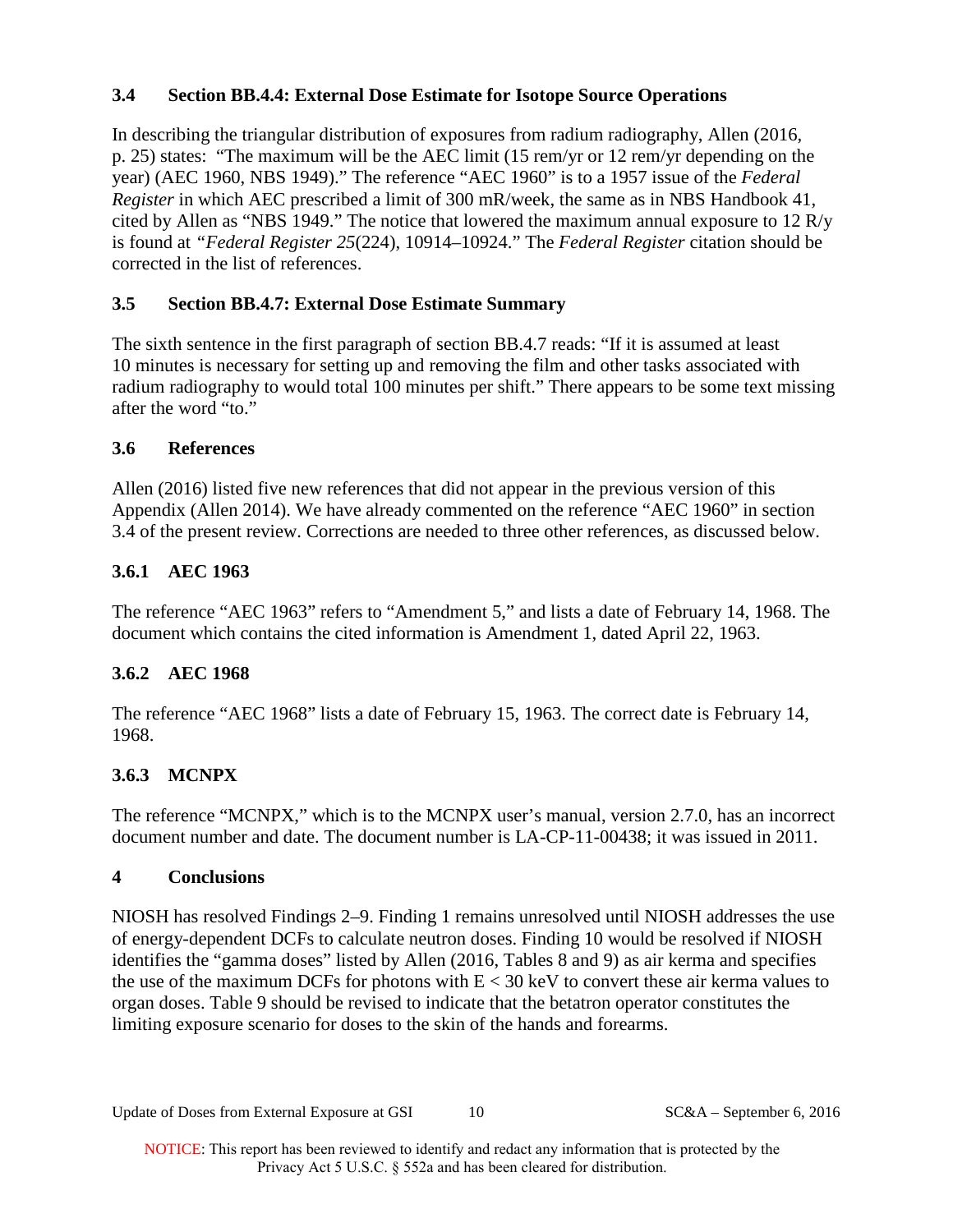## 3.4 Section BB.4.4: External Dose Estimate for Isotope Source Operations

In describing the triangular distribution of exposures from radium radiography, Allen (2016, p. 25) states: "The maximum will be the AEC limit (15 rem/yr or 12 rem/yr depending on the year) (AEC 1960, NBS 1949)." The reference "AEC 1960" is to a 1957 issue of the *Federal Register* in which AEC prescribed a limit of 300 mR/week, the same as in NBS Handbook 41, cited by Allen as "NBS 1949." The notice that lowered the maximum annual exposure to 12 R/y is found at *"Federal Register 25*(224), 10914–10924." The *Federal Register* citation should be corrected in the list of references.

## 3.5 Section BB.4.7: External Dose Estimate Summary

The sixth sentence in the first paragraph of section BB.4.7 reads: "If it is assumed at least 10 minutes is necessary for setting up and removing the film and other tasks associated with radium radiography to would total 100 minutes per shift." There appears to be some text missing after the word "to."

## 3.6 References

Allen (2016) listed five new references that did not appear in the previous version of this Appendix (Allen 2014). We have already commented on the reference "AEC 1960" in section 3.4 of the present review. Corrections are needed to three other references, as discussed below.

### 3.6.1 AEC 1963

The reference "AEC 1963" refers to "Amendment 5," and lists a date of February 14, 1968. The document which contains the cited information is Amendment 1, dated April 22, 1963.

### 3.6.2 AEC 1968

The reference "AEC 1968" lists a date of February 15, 1963. The correct date is February 14, 1968.

### 3.6.3 MCNPX

The reference "MCNPX," which is to the MCNPX user's manual, version 2.7.0, has an incorrect document number and date. The document number is LA-CP-11-00438; it was issued in 2011.

# 4 Conclusions

NIOSH has resolved Findings 2–9. Finding 1 remains unresolved until NIOSH addresses the use of energy-dependent DCFs to calculate neutron doses. Finding 10 would be resolved if NIOSH identifies the "gamma doses" listed by Allen (2016, Tables 8 and 9) as air kerma and specifies the use of the maximum DCFs for photons with $E < 30$ keV to convert these air kerma values to organ doses. Table 9 should be revised to indicate that the betatron operator constitutes the limiting exposure scenario for doses to the skin of the hands and forearms.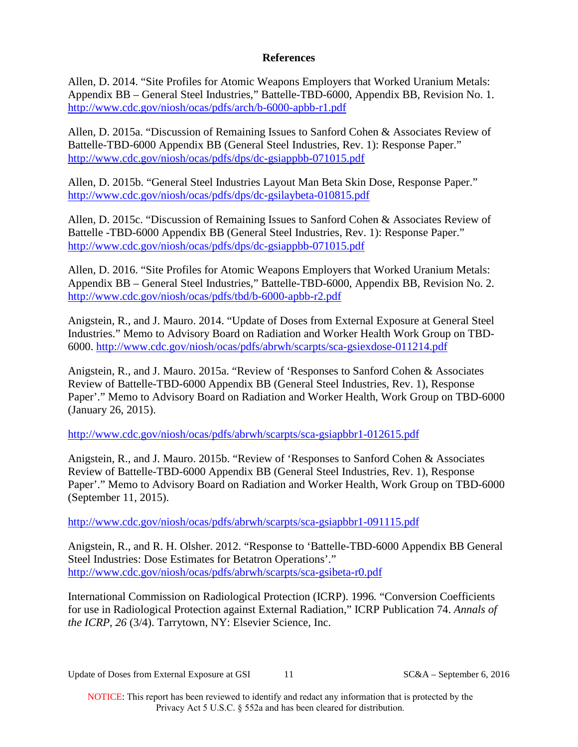## References

Allen, D. 2014. "Site Profiles for Atomic Weapons Employers that Worked Uranium Metals: Appendix BB – General Steel Industries," Battelle-TBD-6000, Appendix BB, Revision No. 1. http://www.cdc.gov/niosh/ocas/pdfs/arch/b-6000-apbb-r1.pdf

Allen, D. 2015a. "Discussion of Remaining Issues to Sanford Cohen & Associates Review of Battelle-TBD-6000 Appendix BB (General Steel Industries, Rev. 1): Response Paper." http://www.cdc.gov/niosh/ocas/pdfs/dps/dc-gsiappbb-071015.pdf

Allen, D. 2015b. "General Steel Industries Layout Man Beta Skin Dose, Response Paper." http://www.cdc.gov/niosh/ocas/pdfs/dps/dc-gsilaybeta-010815.pdf

Allen, D. 2015c. "Discussion of Remaining Issues to Sanford Cohen & Associates Review of Battelle -TBD-6000 Appendix BB (General Steel Industries, Rev. 1): Response Paper." http://www.cdc.gov/niosh/ocas/pdfs/dps/dc-gsiappbb-071015.pdf

Allen, D. 2016. "Site Profiles for Atomic Weapons Employers that Worked Uranium Metals: Appendix BB – General Steel Industries," Battelle-TBD-6000, Appendix BB, Revision No. 2. http://www.cdc.gov/niosh/ocas/pdfs/tbd/b-6000-apbb-r2.pdf

Anigstein, R., and J. Mauro. 2014. "Update of Doses from External Exposure at General Steel Industries." Memo to Advisory Board on Radiation and Worker Health Work Group on TBD-6000. http://www.cdc.gov/niosh/ocas/pdfs/abrwh/scarpts/sca-gsiexdose-011214.pdf

Anigstein, R., and J. Mauro. 2015a. "Review of 'Responses to Sanford Cohen & Associates Review of Battelle-TBD-6000 Appendix BB (General Steel Industries, Rev. 1), Response Paper'." Memo to Advisory Board on Radiation and Worker Health, Work Group on TBD-6000 (January 26, 2015).

http://www.cdc.gov/niosh/ocas/pdfs/abrwh/scarpts/sca-gsiapbbr1-012615.pdf

Anigstein, R., and J. Mauro. 2015b. "Review of 'Responses to Sanford Cohen & Associates Review of Battelle-TBD-6000 Appendix BB (General Steel Industries, Rev. 1), Response Paper'." Memo to Advisory Board on Radiation and Worker Health, Work Group on TBD-6000 (September 11, 2015).

http://www.cdc.gov/niosh/ocas/pdfs/abrwh/scarpts/sca-gsiapbbr1-091115.pdf

Anigstein, R., and R. H. Olsher. 2012. "Response to 'Battelle-TBD-6000 Appendix BB General Steel Industries: Dose Estimates for Betatron Operations'." http://www.cdc.gov/niosh/ocas/pdfs/abrwh/scarpts/sca-gsibeta-r0.pdf

International Commission on Radiological Protection (ICRP). 1996. "Conversion Coefficients for use in Radiological Protection against External Radiation," ICRP Publication 74. *Annals of the ICRP*, *26* (3/4). Tarrytown, NY: Elsevier Science, Inc.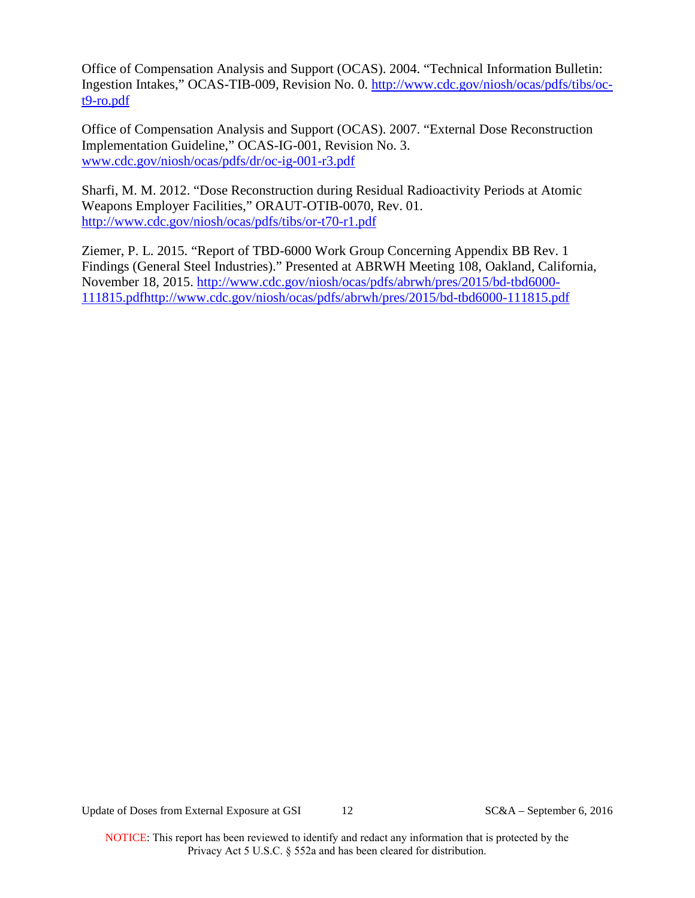Office of Compensation Analysis and Support (OCAS). 2004. "Technical Information Bulletin: Ingestion Intakes," OCAS-TIB-009, Revision No. 0. http://www.cdc.gov/niosh/ocas/pdfs/tibs/oc-t9-ro.pdf

Office of Compensation Analysis and Support (OCAS). 2007. "External Dose Reconstruction Implementation Guideline," OCAS-IG-001, Revision No. 3. www.cdc.gov/niosh/ocas/pdfs/dr/oc-ig-001-r3.pdf

Sharfi, M. M. 2012. "Dose Reconstruction during Residual Radioactivity Periods at Atomic Weapons Employer Facilities," ORAUT-OTIB-0070, Rev. 01. http://www.cdc.gov/niosh/ocas/pdfs/tibs/or-t70-r1.pdf

Ziemer, P. L. 2015. "Report of TBD-6000 Work Group Concerning Appendix BB Rev. 1 Findings (General Steel Industries)." Presented at ABRWH Meeting 108, Oakland, California, November 18, 2015. http://www.cdc.gov/niosh/ocas/pdfs/abrwh/pres/2015/bd-tbd6000-111815.pdfhttp://www.cdc.gov/niosh/ocas/pdfs/abrwh/pres/2015/bd-tbd6000-111815.pdf

NOTICE: This report has been reviewed to identify and redact any information that is protected by the Privacy Act 5 U.S.C. § 552a and has been cleared for distribution.